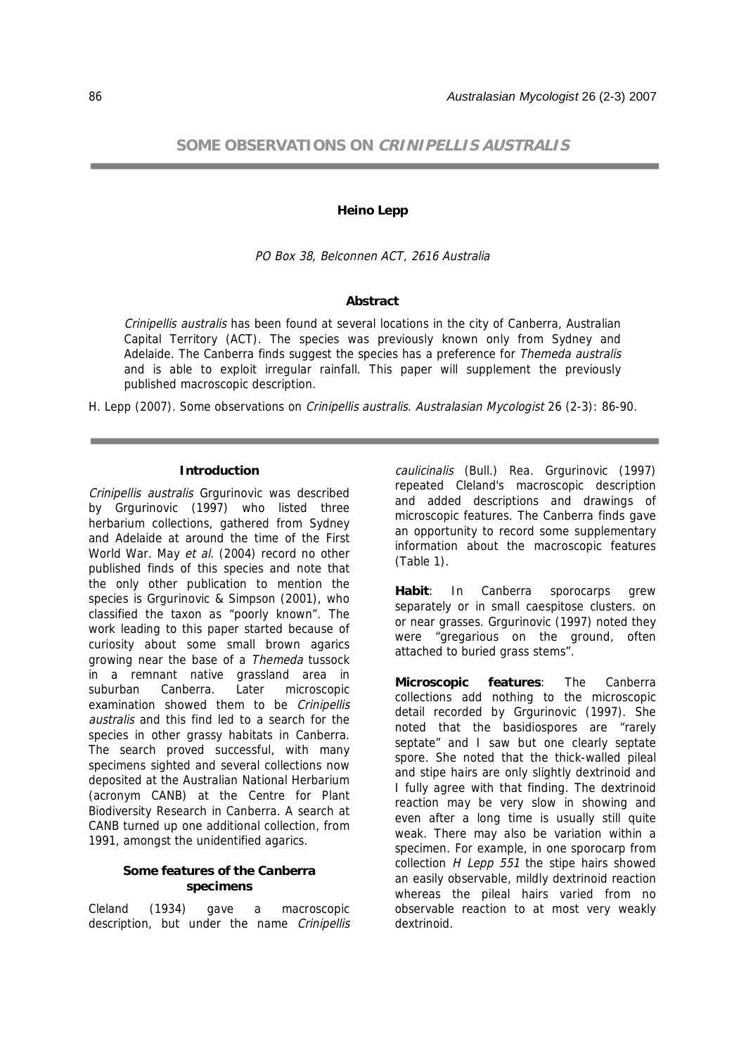# SOME OBSERVATIONS ON *CRINIPELLIS AUSTRALIS*

**Heino Lepp**

*PO Box 38, Belconnen ACT, 2616 Australia*

## Abstract

*Crinipellis australis* has been found at several locations in the city of Canberra, Australian Capital Territory (ACT). The species was previously known only from Sydney and Adelaide. The Canberra finds suggest the species has a preference for *Themeda australis* and is able to exploit irregular rainfall. This paper will supplement the previously published macroscopic description.

H. Lepp (2007). Some observations on *Crinipellis australis*. *Australasian Mycologist* 26 (2-3): 86-90.

## Introduction

*Crinipellis australis* Grgurinovic was described by Grgurinovic (1997) who listed three herbarium collections, gathered from Sydney and Adelaide at around the time of the First World War. May *et al*. (2004) record no other published finds of this species and note that the only other publication to mention the species is Grgurinovic & Simpson (2001), who classified the taxon as "poorly known". The work leading to this paper started because of curiosity about some small brown agarics growing near the base of a *Themeda* tussock in a remnant native grassland area in suburban Canberra. Later microscopic examination showed them to be *Crinipellis australis* and this find led to a search for the species in other grassy habitats in Canberra. The search proved successful, with many specimens sighted and several collections now deposited at the Australian National Herbarium (acronym CANB) at the Centre for Plant Biodiversity Research in Canberra. A search at CANB turned up one additional collection, from 1991, amongst the unidentified agarics.

### Some features of the Canberra specimens

Cleland (1934) gave a macroscopic description, but under the name *Crinipellis caulicinalis* (Bull.) Rea. Grgurinovic (1997) repeated Cleland's macroscopic description and added descriptions and drawings of microscopic features. The Canberra finds gave an opportunity to record some supplementary information about the macroscopic features (Table 1).

**Habit**: In Canberra sporocarps grew separately or in small caespitose clusters. on or near grasses. Grgurinovic (1997) noted they were "gregarious on the ground, often attached to buried grass stems".

**Microscopic features**: The Canberra collections add nothing to the microscopic detail recorded by Grgurinovic (1997). She noted that the basidiospores are "rarely septate" and I saw but one clearly septate spore. She noted that the thick-walled pileal and stipe hairs are only slightly dextrinoid and I fully agree with that finding. The dextrinoid reaction may be very slow in showing and even after a long time is usually still quite weak. There may also be variation within a specimen. For example, in one sporocarp from collection *H Lepp 551* the stipe hairs showed an easily observable, mildly dextrinoid reaction whereas the pileal hairs varied from no observable reaction to at most very weakly dextrinoid.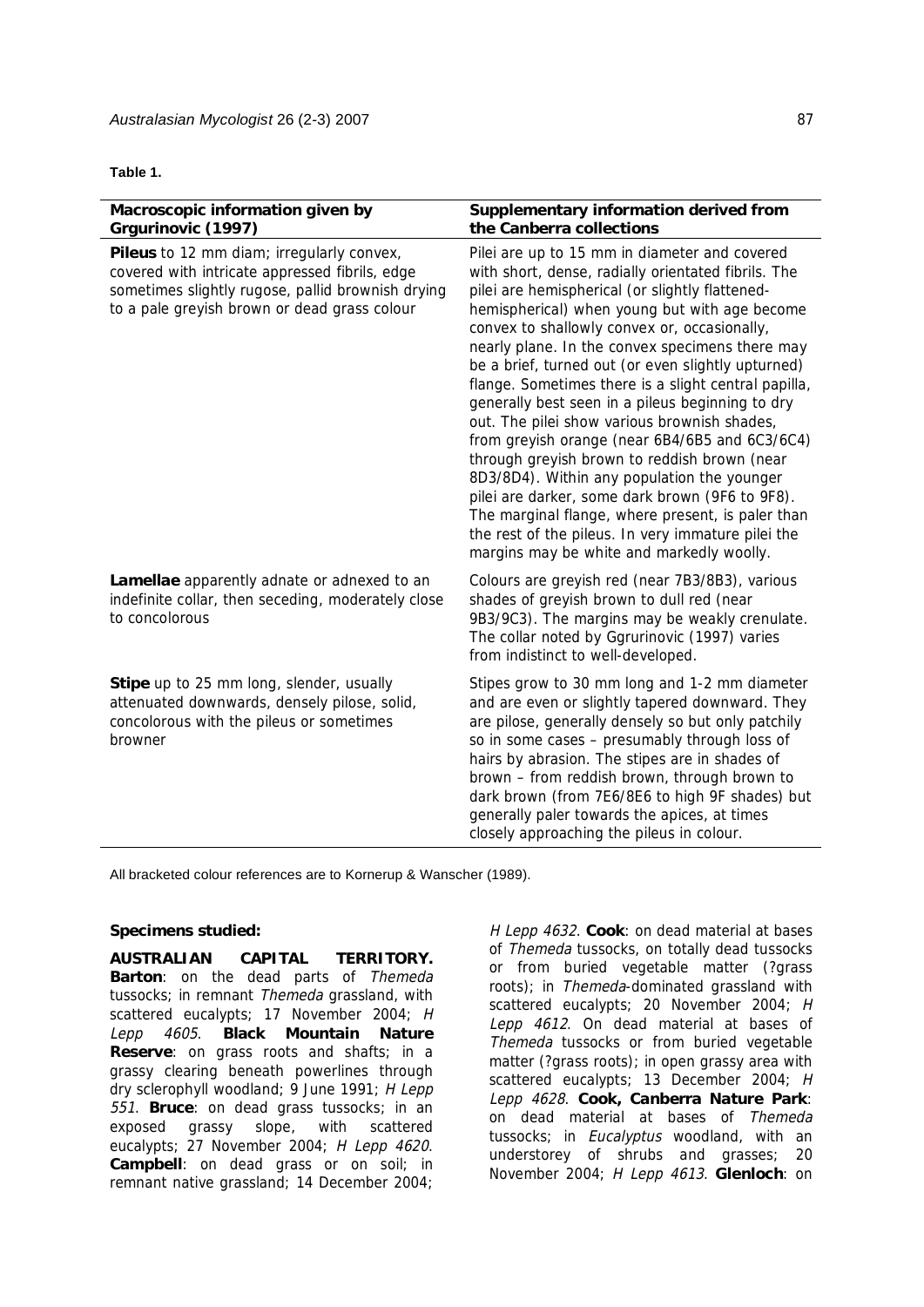**Table 1.**

| Macroscopic information given by Grgurinovic (1997) | Supplementary information derived from the Canberra collections |
|---|---|
| **Pileus** to 12 mm diam; irregularly convex, covered with intricate appressed fibrils, edge sometimes slightly rugose, pallid brownish drying to a pale greyish brown or dead grass colour | Pilei are up to 15 mm in diameter and covered with short, dense, radially orientated fibrils. The pilei are hemispherical (or slightly flattened-hemispherical) when young but with age become convex to shallowly convex or, occasionally, nearly plane. In the convex specimens there may be a brief, turned out (or even slightly upturned) flange. Sometimes there is a slight central papilla, generally best seen in a pileus beginning to dry out. The pilei show various brownish shades, from greyish orange (near 6B4/6B5 and 6C3/6C4) through greyish brown to reddish brown (near 8D3/8D4). Within any population the younger pilei are darker, some dark brown (9F6 to 9F8). The marginal flange, where present, is paler than the rest of the pileus. In very immature pilei the margins may be white and markedly woolly. |
| **Lamellae** apparently adnate or adnexed to an indefinite collar, then seceding, moderately close to concolorous | Colours are greyish red (near 7B3/8B3), various shades of greyish brown to dull red (near 9B3/9C3). The margins may be weakly crenulate. The collar noted by Ggrurinovic (1997) varies from indistinct to well-developed. |
| **Stipe** up to 25 mm long, slender, usually attenuated downwards, densely pilose, solid, concolorous with the pileus or sometimes browner | Stipes grow to 30 mm long and 1-2 mm diameter and are even or slightly tapered downward. They are pilose, generally densely so but only patchily so in some cases – presumably through loss of hairs by abrasion. The stipes are in shades of brown – from reddish brown, through brown to dark brown (from 7E6/8E6 to high 9F shades) but generally paler towards the apices, at times closely approaching the pileus in colour. |

All bracketed colour references are to Kornerup & Wanscher (1989).

**Specimens studied:**

**AUSTRALIAN CAPITAL TERRITORY. Barton**: on the dead parts of *Themeda* tussocks; in remnant *Themeda* grassland, with scattered eucalypts; 17 November 2004; *H Lepp 4605*. **Black Mountain Nature Reserve**: on grass roots and shafts; in a grassy clearing beneath powerlines through dry sclerophyll woodland; 9 June 1991; *H Lepp 551*. **Bruce**: on dead grass tussocks; in an exposed grassy slope, with scattered eucalypts; 27 November 2004; *H Lepp 4620*. **Campbell**: on dead grass or on soil; in remnant native grassland; 14 December 2004; *H Lepp 4632*. **Cook**: on dead material at bases of *Themeda* tussocks, on totally dead tussocks or from buried vegetable matter (?grass roots); in *Themeda*-dominated grassland with scattered eucalypts; 20 November 2004; *H Lepp 4612*. On dead material at bases of *Themeda* tussocks or from buried vegetable matter (?grass roots); in open grassy area with scattered eucalypts; 13 December 2004; *H Lepp 4628*. **Cook, Canberra Nature Park**: on dead material at bases of *Themeda* tussocks; in *Eucalyptus* woodland, with an understorey of shrubs and grasses; 20 November 2004; *H Lepp 4613*. **Glenloch**: on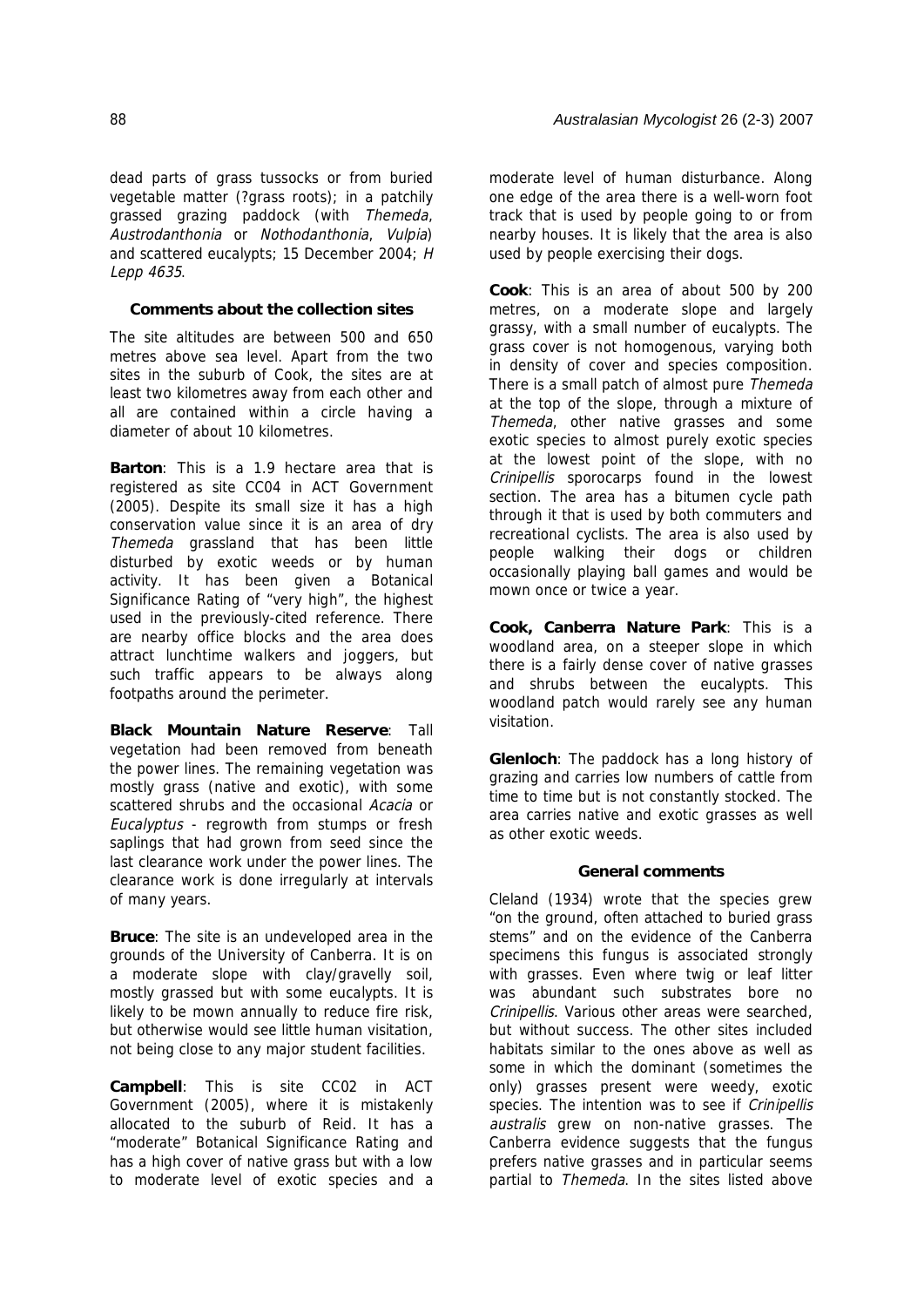dead parts of grass tussocks or from buried vegetable matter (?grass roots); in a patchily grassed grazing paddock (with *Themeda*, *Austrodanthonia* or *Nothodanthonia*, *Vulpia*) and scattered eucalypts; 15 December 2004; *H Lepp 4635*.

### Comments about the collection sites

The site altitudes are between 500 and 650 metres above sea level. Apart from the two sites in the suburb of Cook, the sites are at least two kilometres away from each other and all are contained within a circle having a diameter of about 10 kilometres.

**Barton**: This is a 1.9 hectare area that is registered as site CC04 in ACT Government (2005). Despite its small size it has a high conservation value since it is an area of dry *Themeda* grassland that has been little disturbed by exotic weeds or by human activity. It has been given a Botanical Significance Rating of "very high", the highest used in the previously-cited reference. There are nearby office blocks and the area does attract lunchtime walkers and joggers, but such traffic appears to be always along footpaths around the perimeter.

**Black Mountain Nature Reserve**: Tall vegetation had been removed from beneath the power lines. The remaining vegetation was mostly grass (native and exotic), with some scattered shrubs and the occasional *Acacia* or *Eucalyptus* - regrowth from stumps or fresh saplings that had grown from seed since the last clearance work under the power lines. The clearance work is done irregularly at intervals of many years.

**Bruce**: The site is an undeveloped area in the grounds of the University of Canberra. It is on a moderate slope with clay/gravelly soil, mostly grassed but with some eucalypts. It is likely to be mown annually to reduce fire risk, but otherwise would see little human visitation, not being close to any major student facilities.

**Campbell**: This is site CC02 in ACT Government (2005), where it is mistakenly allocated to the suburb of Reid. It has a "moderate" Botanical Significance Rating and has a high cover of native grass but with a low to moderate level of exotic species and a moderate level of human disturbance. Along one edge of the area there is a well-worn foot track that is used by people going to or from nearby houses. It is likely that the area is also used by people exercising their dogs.

**Cook**: This is an area of about 500 by 200 metres, on a moderate slope and largely grassy, with a small number of eucalypts. The grass cover is not homogenous, varying both in density of cover and species composition. There is a small patch of almost pure *Themeda* at the top of the slope, through a mixture of *Themeda*, other native grasses and some exotic species to almost purely exotic species at the lowest point of the slope, with no *Crinipellis* sporocarps found in the lowest section. The area has a bitumen cycle path through it that is used by both commuters and recreational cyclists. The area is also used by people walking their dogs or children occasionally playing ball games and would be mown once or twice a year.

**Cook, Canberra Nature Park**: This is a woodland area, on a steeper slope in which there is a fairly dense cover of native grasses and shrubs between the eucalypts. This woodland patch would rarely see any human visitation.

**Glenloch**: The paddock has a long history of grazing and carries low numbers of cattle from time to time but is not constantly stocked. The area carries native and exotic grasses as well as other exotic weeds.

### General comments

Cleland (1934) wrote that the species grew "on the ground, often attached to buried grass stems" and on the evidence of the Canberra specimens this fungus is associated strongly with grasses. Even where twig or leaf litter was abundant such substrates bore no *Crinipellis*. Various other areas were searched, but without success. The other sites included habitats similar to the ones above as well as some in which the dominant (sometimes the only) grasses present were weedy, exotic species. The intention was to see if *Crinipellis australis* grew on non-native grasses. The Canberra evidence suggests that the fungus prefers native grasses and in particular seems partial to *Themeda*. In the sites listed above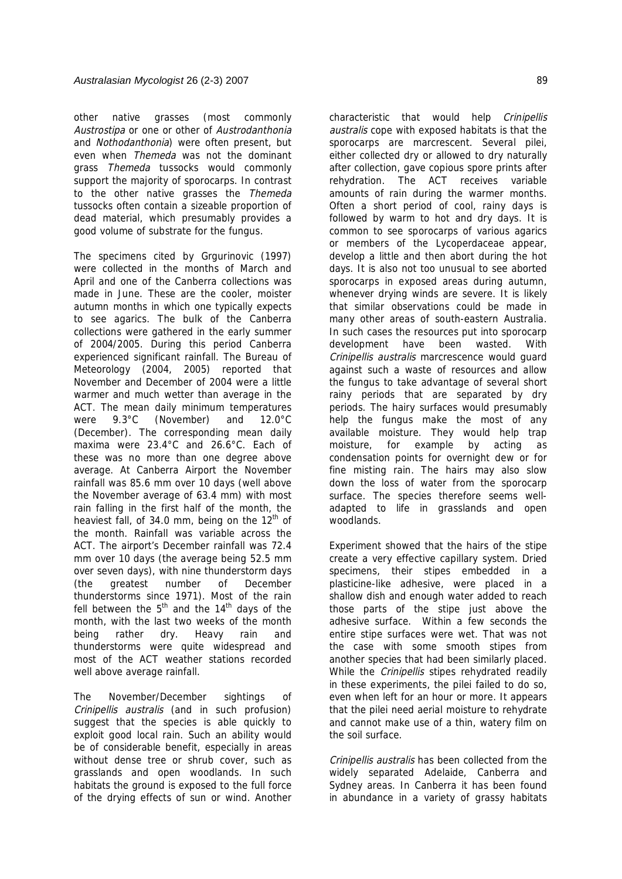other native grasses (most commonly *Austrostipa* or one or other of *Austrodanthonia* and *Nothodanthonia*) were often present, but even when *Themeda* was not the dominant grass *Themeda* tussocks would commonly support the majority of sporocarps. In contrast to the other native grasses the *Themeda* tussocks often contain a sizeable proportion of dead material, which presumably provides a good volume of substrate for the fungus.

The specimens cited by Grgurinovic (1997) were collected in the months of March and April and one of the Canberra collections was made in June. These are the cooler, moister autumn months in which one typically expects to see agarics. The bulk of the Canberra collections were gathered in the early summer of 2004/2005. During this period Canberra experienced significant rainfall. The Bureau of Meteorology (2004, 2005) reported that November and December of 2004 were a little warmer and much wetter than average in the ACT. The mean daily minimum temperatures were 9.3°C (November) and 12.0°C (December). The corresponding mean daily maxima were 23.4°C and 26.6°C. Each of these was no more than one degree above average. At Canberra Airport the November rainfall was 85.6 mm over 10 days (well above the November average of 63.4 mm) with most rain falling in the first half of the month, the heaviest fall, of 34.0 mm, being on the 12th of the month. Rainfall was variable across the ACT. The airport's December rainfall was 72.4 mm over 10 days (the average being 52.5 mm over seven days), with nine thunderstorm days (the greatest number of December thunderstorms since 1971). Most of the rain fell between the 5th and the 14th days of the month, with the last two weeks of the month being rather dry. Heavy rain and thunderstorms were quite widespread and most of the ACT weather stations recorded well above average rainfall.

The November/December sightings of *Crinipellis australis* (and in such profusion) suggest that the species is able quickly to exploit good local rain. Such an ability would be of considerable benefit, especially in areas without dense tree or shrub cover, such as grasslands and open woodlands. In such habitats the ground is exposed to the full force of the drying effects of sun or wind. Another characteristic that would help *Crinipellis australis* cope with exposed habitats is that the sporocarps are marcrescent. Several pilei, either collected dry or allowed to dry naturally after collection, gave copious spore prints after rehydration. The ACT receives variable amounts of rain during the warmer months. Often a short period of cool, rainy days is followed by warm to hot and dry days. It is common to see sporocarps of various agarics or members of the Lycoperdaceae appear, develop a little and then abort during the hot days. It is also not too unusual to see aborted sporocarps in exposed areas during autumn, whenever drying winds are severe. It is likely that similar observations could be made in many other areas of south-eastern Australia. In such cases the resources put into sporocarp development have been wasted. With *Crinipellis australis* marcrescence would guard against such a waste of resources and allow the fungus to take advantage of several short rainy periods that are separated by dry periods. The hairy surfaces would presumably help the fungus make the most of any available moisture. They would help trap moisture, for example by acting as condensation points for overnight dew or for fine misting rain. The hairs may also slow down the loss of water from the sporocarp surface. The species therefore seems well-adapted to life in grasslands and open woodlands.

Experiment showed that the hairs of the stipe create a very effective capillary system. Dried specimens, their stipes embedded in a plasticine-like adhesive, were placed in a shallow dish and enough water added to reach those parts of the stipe just above the adhesive surface. Within a few seconds the entire stipe surfaces were wet. That was not the case with some smooth stipes from another species that had been similarly placed. While the *Crinipellis* stipes rehydrated readily in these experiments, the pilei failed to do so, even when left for an hour or more. It appears that the pilei need aerial moisture to rehydrate and cannot make use of a thin, watery film on the soil surface.

*Crinipellis australis* has been collected from the widely separated Adelaide, Canberra and Sydney areas. In Canberra it has been found in abundance in a variety of grassy habitats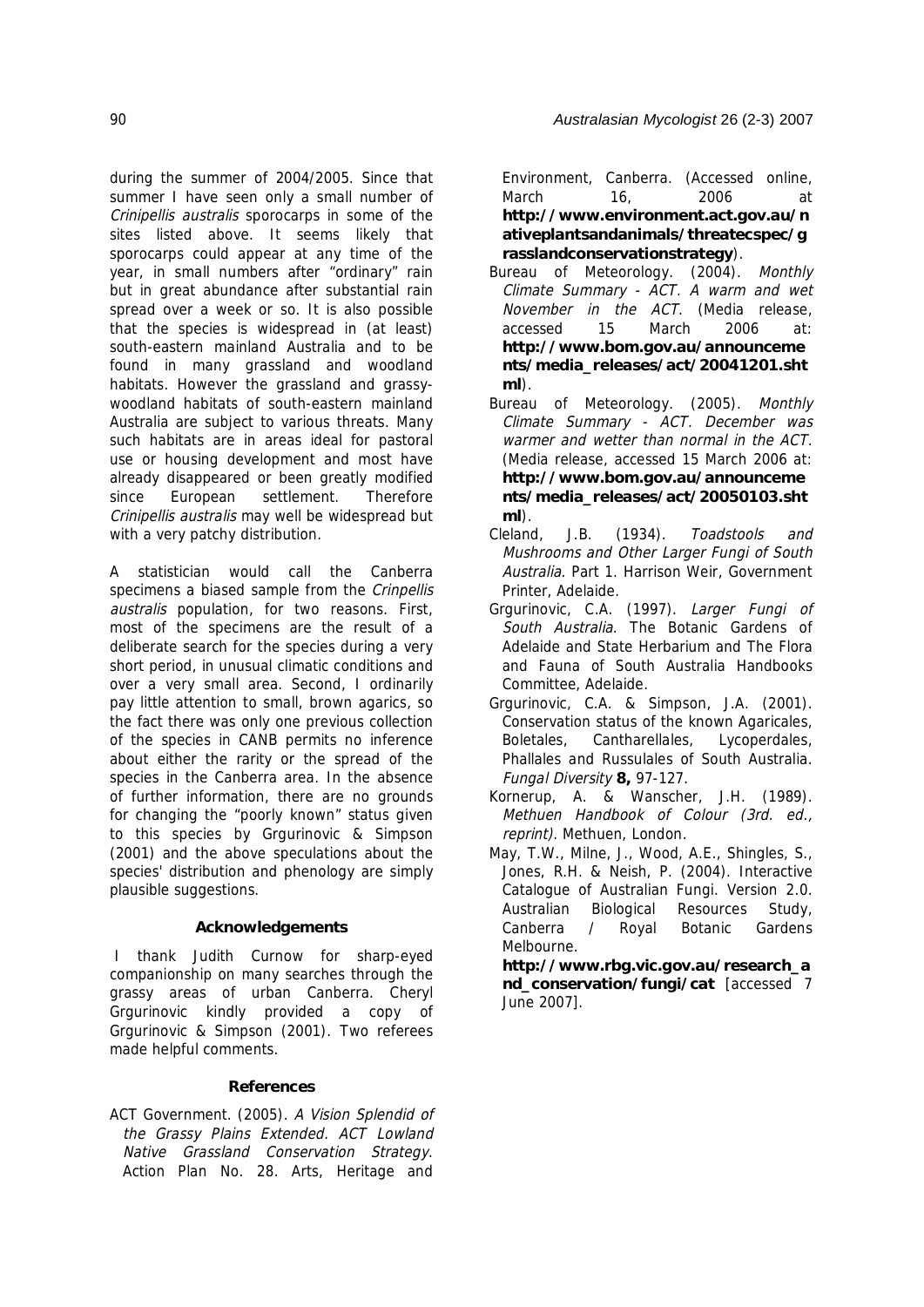during the summer of 2004/2005. Since that summer I have seen only a small number of *Crinipellis australis* sporocarps in some of the sites listed above. It seems likely that sporocarps could appear at any time of the year, in small numbers after "ordinary" rain but in great abundance after substantial rain spread over a week or so. It is also possible that the species is widespread in (at least) south-eastern mainland Australia and to be found in many grassland and woodland habitats. However the grassland and grassy-woodland habitats of south-eastern mainland Australia are subject to various threats. Many such habitats are in areas ideal for pastoral use or housing development and most have already disappeared or been greatly modified since European settlement. Therefore *Crinipellis australis* may well be widespread but with a very patchy distribution.

A statistician would call the Canberra specimens a biased sample from the *Crinpellis australis* population, for two reasons. First, most of the specimens are the result of a deliberate search for the species during a very short period, in unusual climatic conditions and over a very small area. Second, I ordinarily pay little attention to small, brown agarics, so the fact there was only one previous collection of the species in CANB permits no inference about either the rarity or the spread of the species in the Canberra area. In the absence of further information, there are no grounds for changing the "poorly known" status given to this species by Grgurinovic & Simpson (2001) and the above speculations about the species' distribution and phenology are simply plausible suggestions.

### Acknowledgements

I thank Judith Curnow for sharp-eyed companionship on many searches through the grassy areas of urban Canberra. Cheryl Grgurinovic kindly provided a copy of Grgurinovic & Simpson (2001). Two referees made helpful comments.

### References

ACT Government. (2005). *A Vision Splendid of the Grassy Plains Extended. ACT Lowland Native Grassland Conservation Strategy*. Action Plan No. 28. Arts, Heritage and Environment, Canberra. (Accessed online, March 16, 2006 at **http://www.environment.act.gov.au/nativeplantsandanimals/threatecspec/grasslandconservationstrategy**).

Bureau of Meteorology. (2004). *Monthly Climate Summary - ACT. A warm and wet November in the ACT*. (Media release, accessed 15 March 2006 at: **http://www.bom.gov.au/announcements/media_releases/act/20041201.shtml**).

Bureau of Meteorology. (2005). *Monthly Climate Summary - ACT. December was warmer and wetter than normal in the ACT*. (Media release, accessed 15 March 2006 at: **http://www.bom.gov.au/announcements/media_releases/act/20050103.shtml**).

Cleland, J.B. (1934). *Toadstools and Mushrooms and Other Larger Fungi of South Australia.* Part 1. Harrison Weir, Government Printer, Adelaide.

Grgurinovic, C.A. (1997). *Larger Fungi of South Australia*. The Botanic Gardens of Adelaide and State Herbarium and The Flora and Fauna of South Australia Handbooks Committee, Adelaide.

Grgurinovic, C.A. & Simpson, J.A. (2001). Conservation status of the known Agaricales, Boletales, Cantharellales, Lycoperdales, Phallales and Russulales of South Australia. *Fungal Diversity* **8,** 97-127.

Kornerup, A. & Wanscher, J.H. (1989). *Methuen Handbook of Colour (3rd. ed., reprint)*. Methuen, London.

May, T.W., Milne, J., Wood, A.E., Shingles, S., Jones, R.H. & Neish, P. (2004). Interactive Catalogue of Australian Fungi. Version 2.0. Australian Biological Resources Study, Canberra / Royal Botanic Gardens Melbourne. **http://www.rbg.vic.gov.au/research_and_conservation/fungi/cat** [accessed 7 June 2007].